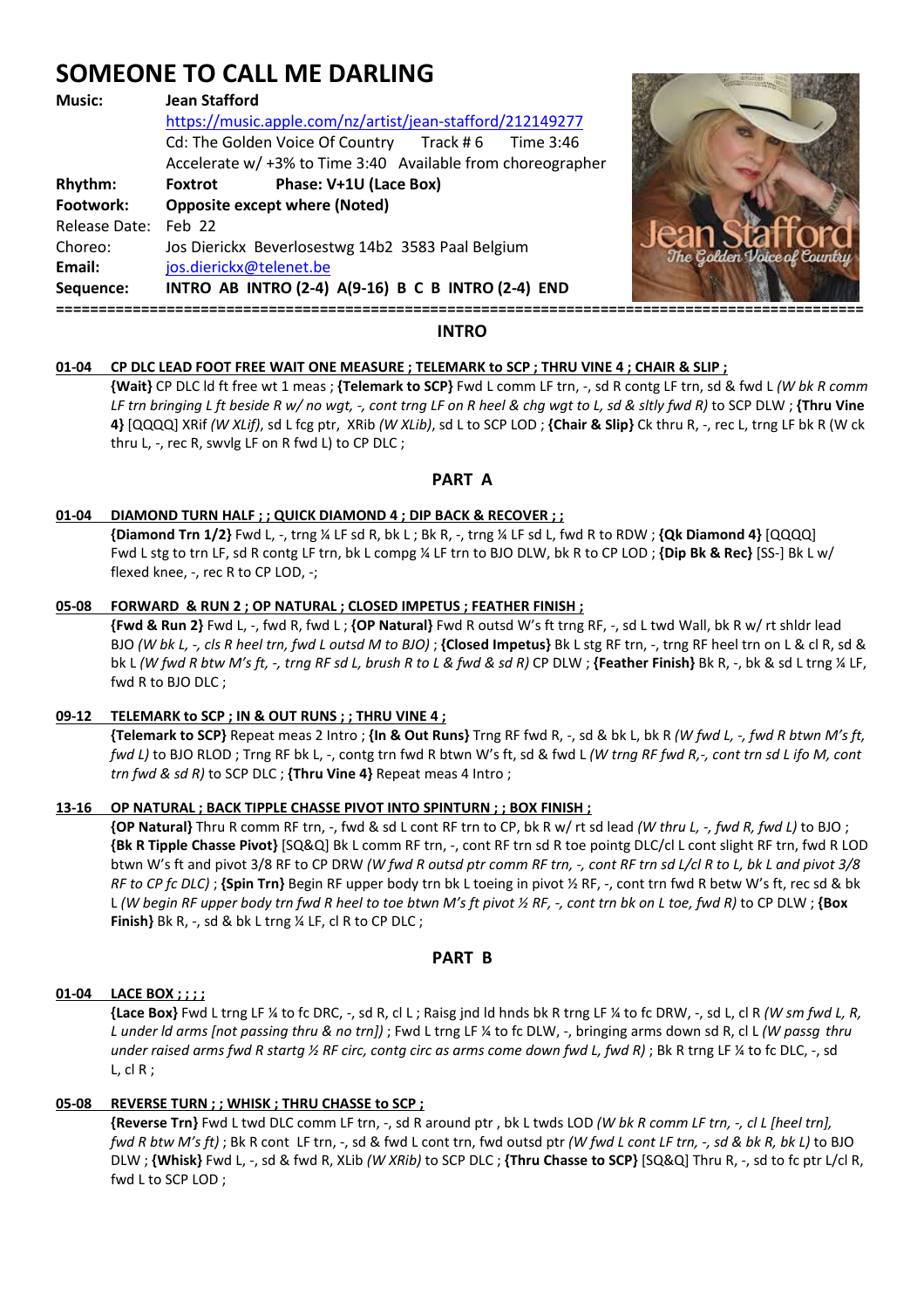# SOMEONE TO CALL ME DARLING

**Music:** **Jean Stafford**
https://music.apple.com/nz/artist/jean-stafford/212149277
Cd: The Golden Voice Of Country Track # 6 Time 3:46
Accelerate w/ +3% to Time 3:40 Available from choreographer

**Rhythm:** **Foxtrot** **Phase: V+1U (Lace Box)**

**Footwork:** **Opposite except where (Noted)**

Release Date: Feb 22

Choreo: Jos Dierickx Beverlosestwg 14b2 3583 Paal Belgium

**Email:** jos.dierickx@telenet.be

**Sequence:** **INTRO AB INTRO (2-4) A(9-16) B C B INTRO (2-4) END**

---

## INTRO

**01-04 CP DLC LEAD FOOT FREE WAIT ONE MEASURE ; TELEMARK to SCP ; THRU VINE 4 ; CHAIR & SLIP ;**

**{Wait}** CP DLC ld ft free wt 1 meas ; **{Telemark to SCP}** Fwd L comm LF trn, -, sd R contg LF trn, sd & fwd L *(W bk R comm LF trn bringing L ft beside R w/ no wgt, -, cont trng LF on R heel & chg wgt to L, sd & sltly fwd R)* to SCP DLW ; **{Thru Vine 4}** [QQQQ] XRif *(W XLif)*, sd L fcg ptr, XRib *(W XLib)*, sd L to SCP LOD ; **{Chair & Slip}** Ck thru R, -, rec L, trng LF bk R (W ck thru L, -, rec R, swvlg LF on R fwd L) to CP DLC ;

## PART A

**01-04 DIAMOND TURN HALF ; ; QUICK DIAMOND 4 ; DIP BACK & RECOVER ; ;**

**{Diamond Trn 1/2}** Fwd L, -, trng ¼ LF sd R, bk L ; Bk R, -, trng ¼ LF sd L, fwd R to RDW ; **{Qk Diamond 4}** [QQQQ] Fwd L stg to trn LF, sd R contg LF trn, bk L compg ¼ LF trn to BJO DLW, bk R to CP LOD ; **{Dip Bk & Rec}** [SS-] Bk L w/ flexed knee, -, rec R to CP LOD, -;

**05-08 FORWARD & RUN 2 ; OP NATURAL ; CLOSED IMPETUS ; FEATHER FINISH ;**

**{Fwd & Run 2}** Fwd L, -, fwd R, fwd L ; **{OP Natural}** Fwd R outsd W's ft trng RF, -, sd L twd Wall, bk R w/ rt shldr lead BJO *(W bk L, -, cls R heel trn, fwd L outsd M to BJO)* ; **{Closed Impetus}** Bk L stg RF trn, -, trng RF heel trn on L & cl R, sd & bk L *(W fwd R btw M's ft, -, trng RF sd L, brush R to L & fwd & sd R)* CP DLW ; **{Feather Finish}** Bk R, -, bk & sd L trng ¼ LF, fwd R to BJO DLC ;

**09-12 TELEMARK to SCP ; IN & OUT RUNS ; ; THRU VINE 4 ;**

**{Telemark to SCP}** Repeat meas 2 Intro ; **{In & Out Runs}** Trng RF fwd R, -, sd & bk L, bk R *(W fwd L, -, fwd R btwn M's ft, fwd L)* to BJO RLOD ; Trng RF bk L, -, contg trn fwd R btwn W's ft, sd & fwd L *(W trng RF fwd R,-, cont trn sd L ifo M, cont trn fwd & sd R)* to SCP DLC ; **{Thru Vine 4}** Repeat meas 4 Intro ;

**13-16 OP NATURAL ; BACK TIPPLE CHASSE PIVOT INTO SPINTURN ; ; BOX FINISH ;**

**{OP Natural}** Thru R comm RF trn, -, fwd & sd L cont RF trn to CP, bk R w/ rt sd lead *(W thru L, -, fwd R, fwd L)* to BJO ; **{Bk R Tipple Chasse Pivot}** [SQ&Q] Bk L comm RF trn, -, cont RF trn sd R toe pointg DLC/cl L cont slight RF trn, fwd R LOD btwn W's ft and pivot 3/8 RF to CP DRW *(W fwd R outsd ptr comm RF trn, -, cont RF trn sd L/cl R to L, bk L and pivot 3/8 RF to CP fc DLC)* ; **{Spin Trn}** Begin RF upper body trn bk L toeing in pivot ½ RF, -, cont trn fwd R betw W's ft, rec sd & bk L *(W begin RF upper body trn fwd R heel to toe btwn M's ft pivot ½ RF, -, cont trn bk on L toe, fwd R)* to CP DLW ; **{Box Finish}** Bk R, -, sd & bk L trng ¼ LF, cl R to CP DLC ;

## PART B

**01-04 LACE BOX ; ; ; ;**

**{Lace Box}** Fwd L trng LF ¼ to fc DRC, -, sd R, cl L ; Raisg jnd ld hnds bk R trng LF ¼ to fc DRW, -, sd L, cl R *(W sm fwd L, R, L under ld arms [not passing thru & no trn])* ; Fwd L trng LF ¼ to fc DLW, -, bringing arms down sd R, cl L *(W passg thru under raised arms fwd R startg ½ RF circ, contg circ as arms come down fwd L, fwd R)* ; Bk R trng LF ¼ to fc DLC, -, sd L, cl R ;

**05-08 REVERSE TURN ; ; WHISK ; THRU CHASSE to SCP ;**

**{Reverse Trn}** Fwd L twd DLC comm LF trn, -, sd R around ptr , bk L twds LOD *(W bk R comm LF trn, -, cl L [heel trn], fwd R btw M's ft)* ; Bk R cont LF trn, -, sd & fwd L cont trn, fwd outsd ptr *(W fwd L cont LF trn, -, sd & bk R, bk L)* to BJO DLW ; **{Whisk}** Fwd L, -, sd & fwd R, XLib *(W XRib)* to SCP DLC ; **{Thru Chasse to SCP}** [SQ&Q] Thru R, -, sd to fc ptr L/cl R, fwd L to SCP LOD ;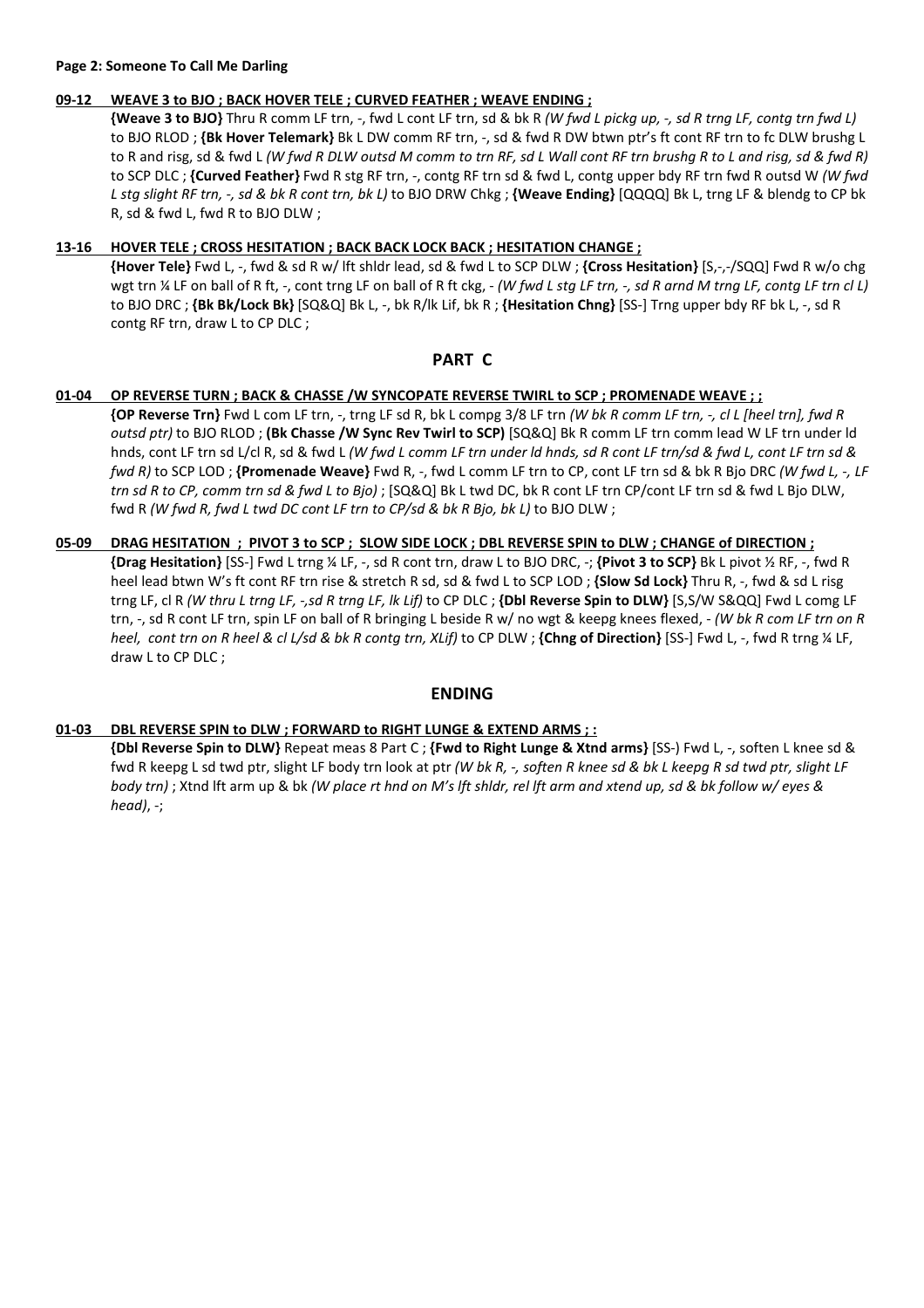**Page 2: Someone To Call Me Darling**

**09-12 WEAVE 3 to BJO ; BACK HOVER TELE ; CURVED FEATHER ; WEAVE ENDING ;**

**{Weave 3 to BJO}** Thru R comm LF trn, -, fwd L cont LF trn, sd & bk R *(W fwd L pickg up, -, sd R trng LF, contg trn fwd L)* to BJO RLOD ; **{Bk Hover Telemark}** Bk L DW comm RF trn, -, sd & fwd R DW btwn ptr's ft cont RF trn to fc DLW brushg L to R and risg, sd & fwd L *(W fwd R DLW outsd M comm to trn RF, sd L Wall cont RF trn brushg R to L and risg, sd & fwd R)* to SCP DLC ; **{Curved Feather}** Fwd R stg RF trn, -, contg RF trn sd & fwd L, contg upper bdy RF trn fwd R outsd W *(W fwd L stg slight RF trn, -, sd & bk R cont trn, bk L)* to BJO DRW Chkg ; **{Weave Ending}** [QQQQ] Bk L, trng LF & blendg to CP bk R, sd & fwd L, fwd R to BJO DLW ;

**13-16 HOVER TELE ; CROSS HESITATION ; BACK BACK LOCK BACK ; HESITATION CHANGE ;**

**{Hover Tele}** Fwd L, -, fwd & sd R w/ lft shldr lead, sd & fwd L to SCP DLW ; **{Cross Hesitation}** [S,-,-/SQQ] Fwd R w/o chg wgt trn ¼ LF on ball of R ft, -, cont trng LF on ball of R ft ckg, - *(W fwd L stg LF trn, -, sd R arnd M trng LF, contg LF trn cl L)* to BJO DRC ; **{Bk Bk/Lock Bk}** [SQ&Q] Bk L, -, bk R/lk Lif, bk R ; **{Hesitation Chng}** [SS-] Trng upper bdy RF bk L, -, sd R contg RF trn, draw L to CP DLC ;

## PART C

**01-04 OP REVERSE TURN ; BACK & CHASSE /W SYNCOPATE REVERSE TWIRL to SCP ; PROMENADE WEAVE ; ;**

**{OP Reverse Trn}** Fwd L com LF trn, -, trng LF sd R, bk L compg 3/8 LF trn *(W bk R comm LF trn, -, cl L [heel trn], fwd R outsd ptr)* to BJO RLOD ; **(Bk Chasse /W Sync Rev Twirl to SCP)** [SQ&Q] Bk R comm LF trn comm lead W LF trn under ld hnds, cont LF trn sd L/cl R, sd & fwd L *(W fwd L comm LF trn under ld hnds, sd R cont LF trn/sd & fwd L, cont LF trn sd & fwd R)* to SCP LOD ; **{Promenade Weave}** Fwd R, -, fwd L comm LF trn to CP, cont LF trn sd & bk R Bjo DRC *(W fwd L, -, LF trn sd R to CP, comm trn sd & fwd L to Bjo)* ; [SQ&Q] Bk L twd DC, bk R cont LF trn CP/cont LF trn sd & fwd L Bjo DLW, fwd R *(W fwd R, fwd L twd DC cont LF trn to CP/sd & bk R Bjo, bk L)* to BJO DLW ;

**05-09 DRAG HESITATION ; PIVOT 3 to SCP ; SLOW SIDE LOCK ; DBL REVERSE SPIN to DLW ; CHANGE of DIRECTION ;**

**{Drag Hesitation}** [SS-] Fwd L trng ¼ LF, -, sd R cont trn, draw L to BJO DRC, -; **{Pivot 3 to SCP}** Bk L pivot ½ RF, -, fwd R heel lead btwn W's ft cont RF trn rise & stretch R sd, sd & fwd L to SCP LOD ; **{Slow Sd Lock}** Thru R, -, fwd & sd L risg trng LF, cl R *(W thru L trng LF, -,sd R trng LF, lk Lif)* to CP DLC ; **{Dbl Reverse Spin to DLW}** [S,S/W S&QQ] Fwd L comg LF trn, -, sd R cont LF trn, spin LF on ball of R bringing L beside R w/ no wgt & keepg knees flexed, - *(W bk R com LF trn on R heel, cont trn on R heel & cl L/sd & bk R contg trn, XLif)* to CP DLW ; **{Chng of Direction}** [SS-] Fwd L, -, fwd R trng ¼ LF, draw L to CP DLC ;

## ENDING

**01-03 DBL REVERSE SPIN to DLW ; FORWARD to RIGHT LUNGE & EXTEND ARMS ; :**

**{Dbl Reverse Spin to DLW}** Repeat meas 8 Part C ; **{Fwd to Right Lunge & Xtnd arms}** [SS-) Fwd L, -, soften L knee sd & fwd R keepg L sd twd ptr, slight LF body trn look at ptr *(W bk R, -, soften R knee sd & bk L keepg R sd twd ptr, slight LF body trn)* ; Xtnd lft arm up & bk *(W place rt hnd on M's lft shldr, rel lft arm and xtend up, sd & bk follow w/ eyes & head)*, -;